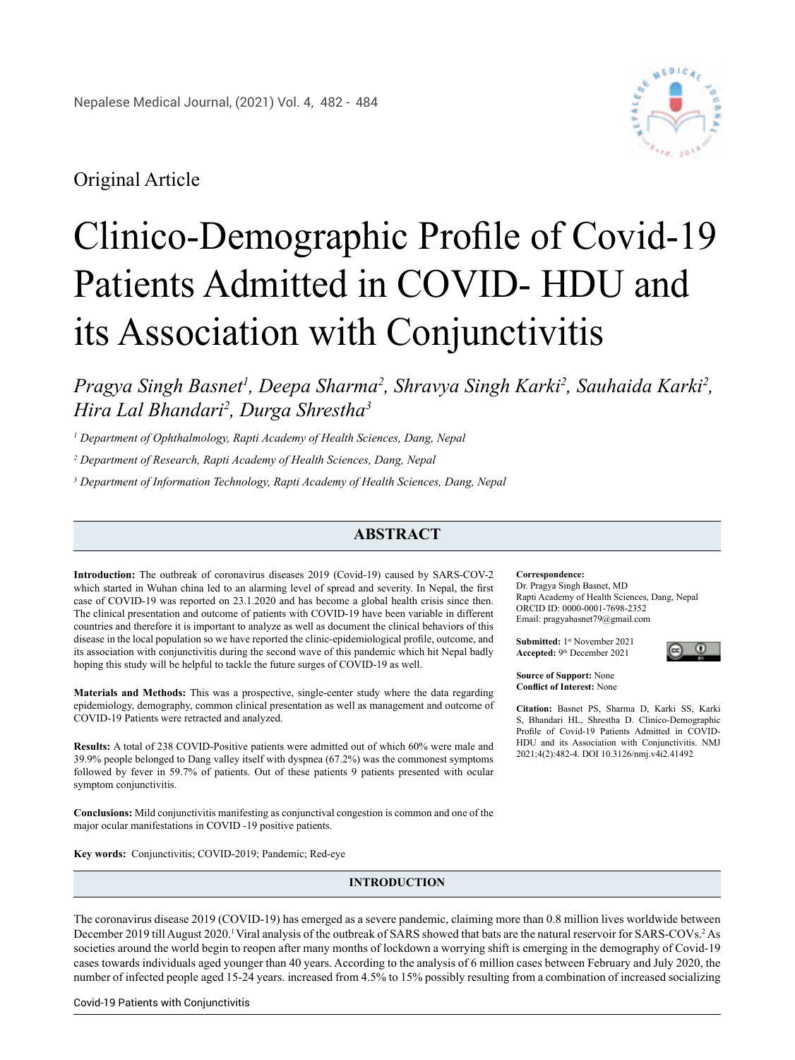Original Article

# Clinico-Demographic Profile of Covid-19 Patients Admitted in COVID- HDU and its Association with Conjunctivitis

*Pragya Singh Basnet[1], Deepa Sharma[2], Shravya Singh Karki[2], Sauhaida Karki[2], Hira Lal Bhandari[2], Durga Shrestha[3]*

*[1] Department of Ophthalmology, Rapti Academy of Health Sciences, Dang, Nepal*

*[2] Department of Research, Rapti Academy of Health Sciences, Dang, Nepal*

*[3] Department of Information Technology, Rapti Academy of Health Sciences, Dang, Nepal*

## ABSTRACT

**Introduction:** The outbreak of coronavirus diseases 2019 (Covid-19) caused by SARS-COV-2 which started in Wuhan china led to an alarming level of spread and severity. In Nepal, the first case of COVID-19 was reported on 23.1.2020 and has become a global health crisis since then. The clinical presentation and outcome of patients with COVID-19 have been variable in different countries and therefore it is important to analyze as well as document the clinical behaviors of this disease in the local population so we have reported the clinic-epidemiological profile, outcome, and its association with conjunctivitis during the second wave of this pandemic which hit Nepal badly hoping this study will be helpful to tackle the future surges of COVID-19 as well.

**Materials and Methods:** This was a prospective, single-center study where the data regarding epidemiology, demography, common clinical presentation as well as management and outcome of COVID-19 Patients were retracted and analyzed.

**Results:** A total of 238 COVID-Positive patients were admitted out of which 60% were male and 39.9% people belonged to Dang valley itself with dyspnea (67.2%) was the commonest symptoms followed by fever in 59.7% of patients. Out of these patients 9 patients presented with ocular symptom conjunctivitis.

**Conclusions:** Mild conjunctivitis manifesting as conjunctival congestion is common and one of the major ocular manifestations in COVID -19 positive patients.

**Key words:** Conjunctivitis; COVID-2019; Pandemic; Red-eye

**Correspondence:**
Dr. Pragya Singh Basnet, MD
Rapti Academy of Health Sciences, Dang, Nepal
ORCID ID: 0000-0001-7698-2352
Email: pragyabasnet79@gmail.com

**Submitted:** 1st November 2021
**Accepted:** 9th December 2021

**Source of Support:** None
**Conflict of Interest:** None

**Citation:** Basnet PS, Sharma D, Karki SS, Karki S, Bhandari HL, Shrestha D. Clinico-Demographic Profile of Covid-19 Patients Admitted in COVID-HDU and its Association with Conjunctivitis. NMJ 2021;4(2):482-4. DOI 10.3126/nmj.v4i2.41492

## INTRODUCTION

The coronavirus disease 2019 (COVID-19) has emerged as a severe pandemic, claiming more than 0.8 million lives worldwide between December 2019 till August 2020.[1] Viral analysis of the outbreak of SARS showed that bats are the natural reservoir for SARS-COVs.[2] As societies around the world begin to reopen after many months of lockdown a worrying shift is emerging in the demography of Covid-19 cases towards individuals aged younger than 40 years. According to the analysis of 6 million cases between February and July 2020, the number of infected people aged 15-24 years. increased from 4.5% to 15% possibly resulting from a combination of increased socializing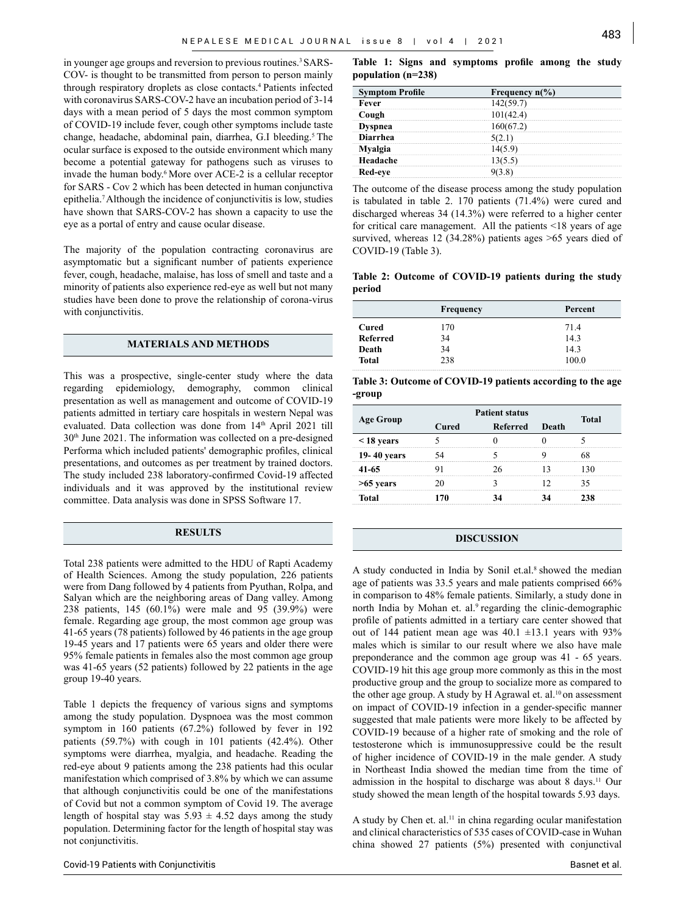in younger age groups and reversion to previous routines.[3] SARS-COV- is thought to be transmitted from person to person mainly through respiratory droplets as close contacts.[4] Patients infected with coronavirus SARS-COV-2 have an incubation period of 3-14 days with a mean period of 5 days the most common symptom of COVID-19 include fever, cough other symptoms include taste change, headache, abdominal pain, diarrhea, G.I bleeding.[5] The ocular surface is exposed to the outside environment which many become a potential gateway for pathogens such as viruses to invade the human body.[6] More over ACE-2 is a cellular receptor for SARS - Cov 2 which has been detected in human conjunctiva epithelia.[7] Although the incidence of conjunctivitis is low, studies have shown that SARS-COV-2 has shown a capacity to use the eye as a portal of entry and cause ocular disease.

The majority of the population contracting coronavirus are asymptomatic but a significant number of patients experience fever, cough, headache, malaise, has loss of smell and taste and a minority of patients also experience red-eye as well but not many studies have been done to prove the relationship of corona-virus with conjunctivitis.

## MATERIALS AND METHODS

This was a prospective, single-center study where the data regarding epidemiology, demography, common clinical presentation as well as management and outcome of COVID-19 patients admitted in tertiary care hospitals in western Nepal was evaluated. Data collection was done from 14th April 2021 till 30th June 2021. The information was collected on a pre-designed Performa which included patients' demographic profiles, clinical presentations, and outcomes as per treatment by trained doctors. The study included 238 laboratory-confirmed Covid-19 affected individuals and it was approved by the institutional review committee. Data analysis was done in SPSS Software 17.

## RESULTS

Total 238 patients were admitted to the HDU of Rapti Academy of Health Sciences. Among the study population, 226 patients were from Dang followed by 4 patients from Pyuthan, Rolpa, and Salyan which are the neighboring areas of Dang valley. Among 238 patients, 145 (60.1%) were male and 95 (39.9%) were female. Regarding age group, the most common age group was 41-65 years (78 patients) followed by 46 patients in the age group 19-45 years and 17 patients were 65 years and older there were 95% female patients in females also the most common age group was 41-65 years (52 patients) followed by 22 patients in the age group 19-40 years.

Table 1 depicts the frequency of various signs and symptoms among the study population. Dyspnoea was the most common symptom in 160 patients (67.2%) followed by fever in 192 patients (59.7%) with cough in 101 patients (42.4%). Other symptoms were diarrhea, myalgia, and headache. Reading the red-eye about 9 patients among the 238 patients had this ocular manifestation which comprised of 3.8% by which we can assume that although conjunctivitis could be one of the manifestations of Covid but not a common symptom of Covid 19. The average length of hospital stay was 5.93 ± 4.52 days among the study population. Determining factor for the length of hospital stay was not conjunctivitis.

**Table 1: Signs and symptoms profile among the study population (n=238)**

| Symptom Profile | Frequency n(%) |
|---|---|
| Fever | 142(59.7) |
| Cough | 101(42.4) |
| Dyspnea | 160(67.2) |
| Diarrhea | 5(2.1) |
| Myalgia | 14(5.9) |
| Headache | 13(5.5) |
| Red-eye | 9(3.8) |

The outcome of the disease process among the study population is tabulated in table 2. 170 patients (71.4%) were cured and discharged whereas 34 (14.3%) were referred to a higher center for critical care management. All the patients <18 years of age survived, whereas 12 (34.28%) patients ages >65 years died of COVID-19 (Table 3).

**Table 2: Outcome of COVID-19 patients during the study period**

| | Frequency | Percent |
|---|---|---|
| Cured | 170 | 71.4 |
| Referred | 34 | 14.3 |
| Death | 34 | 14.3 |
| Total | 238 | 100.0 |

**Table 3: Outcome of COVID-19 patients according to the age -group**

| Age Group | Patient status | | | Total |
|---|---|---|---|---|
| | Cured | Referred | Death | |
| < 18 years | 5 | 0 | 0 | 5 |
| 19- 40 years | 54 | 5 | 9 | 68 |
| 41-65 | 91 | 26 | 13 | 130 |
| >65 years | 20 | 3 | 12 | 35 |
| Total | 170 | 34 | 34 | 238 |

## DISCUSSION

A study conducted in India by Sonil et.al.[8] showed the median age of patients was 33.5 years and male patients comprised 66% in comparison to 48% female patients. Similarly, a study done in north India by Mohan et. al.[9] regarding the clinic-demographic profile of patients admitted in a tertiary care center showed that out of 144 patient mean age was 40.1 ±13.1 years with 93% males which is similar to our result where we also have male preponderance and the common age group was 41 - 65 years. COVID-19 hit this age group more commonly as this in the most productive group and the group to socialize more as compared to the other age group. A study by H Agrawal et. al.[10] on assessment on impact of COVID-19 infection in a gender-specific manner suggested that male patients were more likely to be affected by COVID-19 because of a higher rate of smoking and the role of testosterone which is immunosuppressive could be the result of higher incidence of COVID-19 in the male gender. A study in Northeast India showed the median time from the time of admission in the hospital to discharge was about 8 days.[11] Our study showed the mean length of the hospital towards 5.93 days.

A study by Chen et. al.[11] in china regarding ocular manifestation and clinical characteristics of 535 cases of COVID-case in Wuhan china showed 27 patients (5%) presented with conjunctival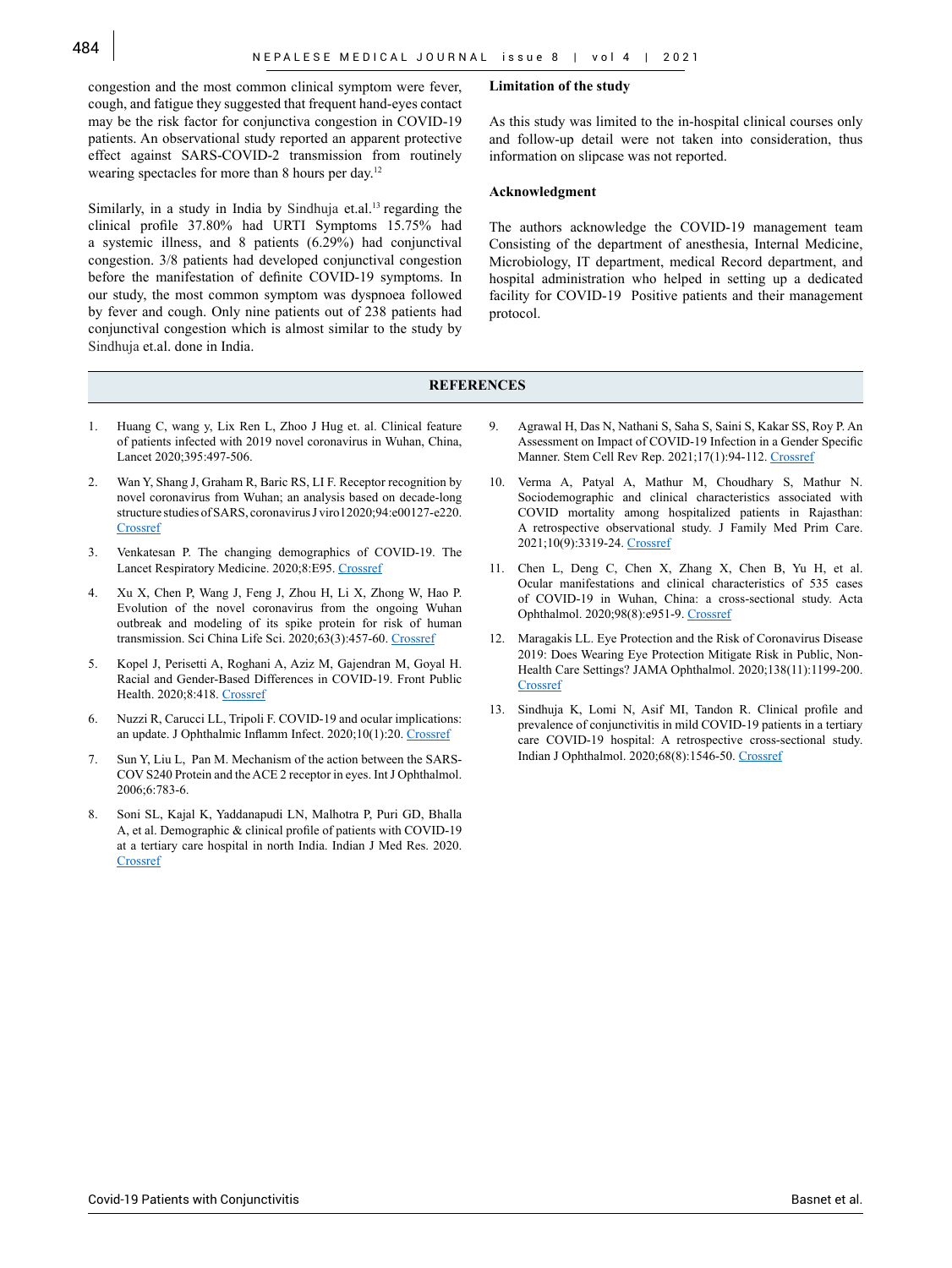congestion and the most common clinical symptom were fever, cough, and fatigue they suggested that frequent hand-eyes contact may be the risk factor for conjunctiva congestion in COVID-19 patients. An observational study reported an apparent protective effect against SARS-COVID-2 transmission from routinely wearing spectacles for more than 8 hours per day.[12]

Similarly, in a study in India by Sindhuja et.al.[13] regarding the clinical profile 37.80% had URTI Symptoms 15.75% had a systemic illness, and 8 patients (6.29%) had conjunctival congestion. 3/8 patients had developed conjunctival congestion before the manifestation of definite COVID-19 symptoms. In our study, the most common symptom was dyspnoea followed by fever and cough. Only nine patients out of 238 patients had conjunctival congestion which is almost similar to the study by Sindhuja et.al. done in India.

**Limitation of the study**

As this study was limited to the in-hospital clinical courses only and follow-up detail were not taken into consideration, thus information on slipcase was not reported.

**Acknowledgment**

The authors acknowledge the COVID-19 management team Consisting of the department of anesthesia, Internal Medicine, Microbiology, IT department, medical Record department, and hospital administration who helped in setting up a dedicated facility for COVID-19 Positive patients and their management protocol.

## REFERENCES

1. Huang C, wang y, Lix Ren L, Zhoo J Hug et. al. Clinical feature of patients infected with 2019 novel coronavirus in Wuhan, China, Lancet 2020;395:497-506.
2. Wan Y, Shang J, Graham R, Baric RS, LI F. Receptor recognition by novel coronavirus from Wuhan; an analysis based on decade-long structure studies of SARS, coronavirus J viro12020;94:e00127-e220. Crossref
3. Venkatesan P. The changing demographics of COVID-19. The Lancet Respiratory Medicine. 2020;8:E95. Crossref
4. Xu X, Chen P, Wang J, Feng J, Zhou H, Li X, Zhong W, Hao P. Evolution of the novel coronavirus from the ongoing Wuhan outbreak and modeling of its spike protein for risk of human transmission. Sci China Life Sci. 2020;63(3):457-60. Crossref
5. Kopel J, Perisetti A, Roghani A, Aziz M, Gajendran M, Goyal H. Racial and Gender-Based Differences in COVID-19. Front Public Health. 2020;8:418. Crossref
6. Nuzzi R, Carucci LL, Tripoli F. COVID-19 and ocular implications: an update. J Ophthalmic Inflamm Infect. 2020;10(1):20. Crossref
7. Sun Y, Liu L, Pan M. Mechanism of the action between the SARS-COV S240 Protein and the ACE 2 receptor in eyes. Int J Ophthalmol. 2006;6:783-6.
8. Soni SL, Kajal K, Yaddanapudi LN, Malhotra P, Puri GD, Bhalla A, et al. Demographic & clinical profile of patients with COVID-19 at a tertiary care hospital in north India. Indian J Med Res. 2020. Crossref
9. Agrawal H, Das N, Nathani S, Saha S, Saini S, Kakar SS, Roy P. An Assessment on Impact of COVID-19 Infection in a Gender Specific Manner. Stem Cell Rev Rep. 2021;17(1):94-112. Crossref
10. Verma A, Patyal A, Mathur M, Choudhary S, Mathur N. Sociodemographic and clinical characteristics associated with COVID mortality among hospitalized patients in Rajasthan: A retrospective observational study. J Family Med Prim Care. 2021;10(9):3319-24. Crossref
11. Chen L, Deng C, Chen X, Zhang X, Chen B, Yu H, et al. Ocular manifestations and clinical characteristics of 535 cases of COVID-19 in Wuhan, China: a cross-sectional study. Acta Ophthalmol. 2020;98(8):e951-9. Crossref
12. Maragakis LL. Eye Protection and the Risk of Coronavirus Disease 2019: Does Wearing Eye Protection Mitigate Risk in Public, Non-Health Care Settings? JAMA Ophthalmol. 2020;138(11):1199-200. Crossref
13. Sindhuja K, Lomi N, Asif MI, Tandon R. Clinical profile and prevalence of conjunctivitis in mild COVID-19 patients in a tertiary care COVID-19 hospital: A retrospective cross-sectional study. Indian J Ophthalmol. 2020;68(8):1546-50. Crossref